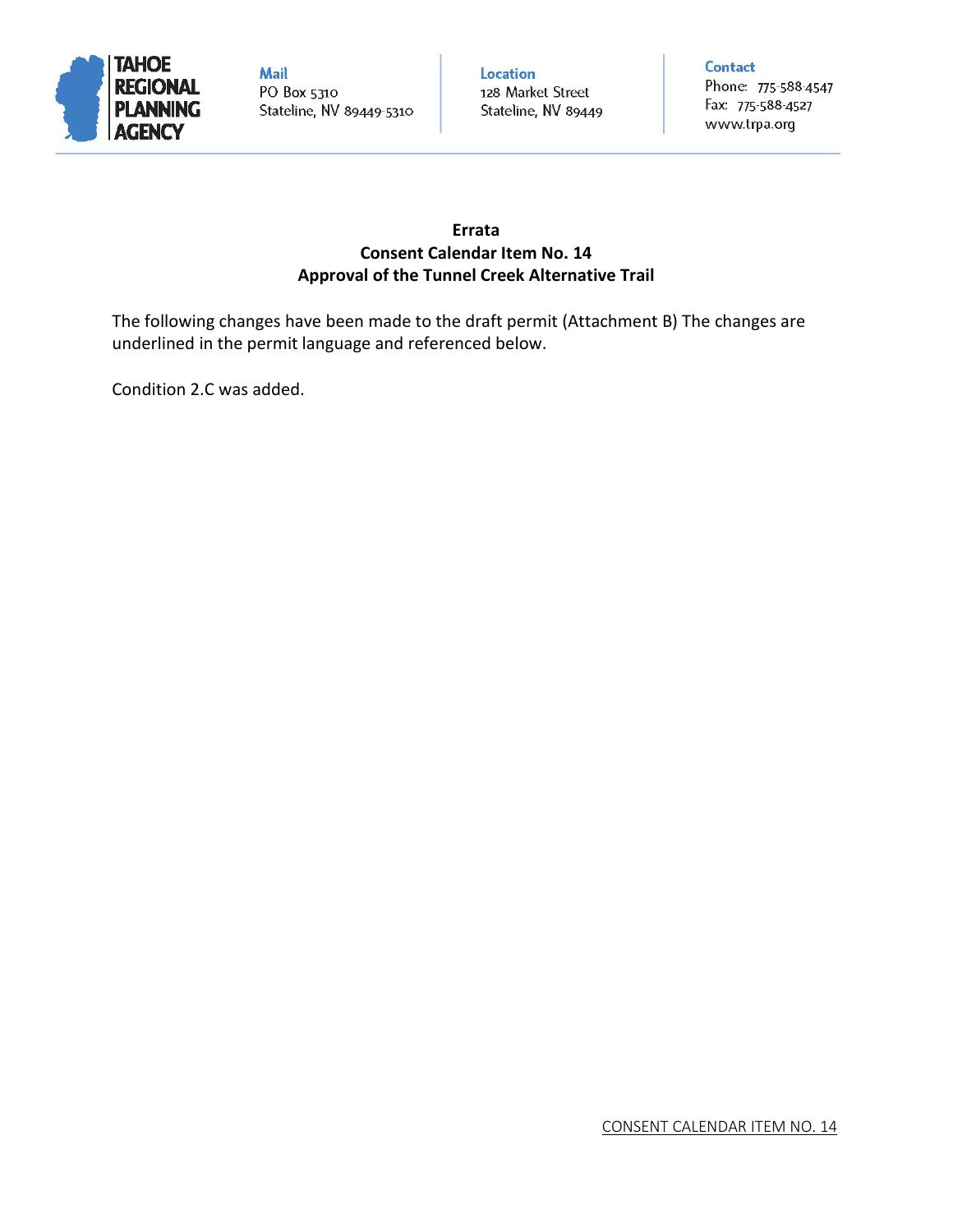TAHOE REGIONAL PLANNING AGENCY

**Mail**
PO Box 5310
Stateline, NV 89449-5310

**Location**
128 Market Street
Stateline, NV 89449

**Contact**
Phone: 775-588-4547
Fax: 775-588-4527
www.trpa.org

**Errata**
**Consent Calendar Item No. 14**
**Approval of the Tunnel Creek Alternative Trail**

The following changes have been made to the draft permit (Attachment B) The changes are underlined in the permit language and referenced below.

Condition 2.C was added.

CONSENT CALENDAR ITEM NO. 14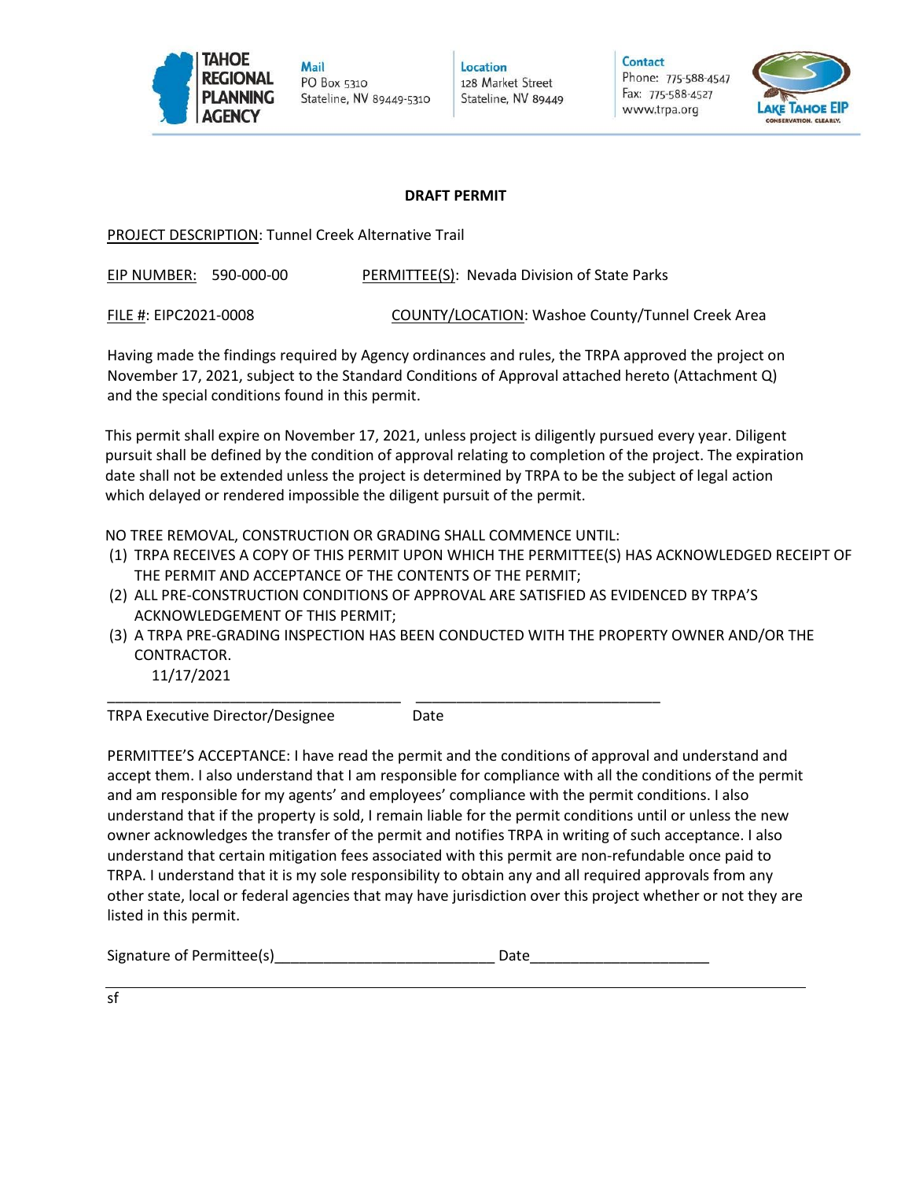TAHOE REGIONAL PLANNING AGENCY

Mail
PO Box 5310
Stateline, NV 89449-5310

Location
128 Market Street
Stateline, NV 89449

Contact
Phone: 775-588-4547
Fax: 775-588-4527
www.trpa.org

LAKE TAHOE EIP
CONSERVATION. CLEARLY.

**DRAFT PERMIT**

PROJECT DESCRIPTION: Tunnel Creek Alternative Trail

EIP NUMBER: 590-000-00 PERMITTEE(S): Nevada Division of State Parks

FILE #: EIPC2021-0008 COUNTY/LOCATION: Washoe County/Tunnel Creek Area

Having made the findings required by Agency ordinances and rules, the TRPA approved the project on November 17, 2021, subject to the Standard Conditions of Approval attached hereto (Attachment Q) and the special conditions found in this permit.

This permit shall expire on November 17, 2021, unless project is diligently pursued every year. Diligent pursuit shall be defined by the condition of approval relating to completion of the project. The expiration date shall not be extended unless the project is determined by TRPA to be the subject of legal action which delayed or rendered impossible the diligent pursuit of the permit.

NO TREE REMOVAL, CONSTRUCTION OR GRADING SHALL COMMENCE UNTIL:

(1) TRPA RECEIVES A COPY OF THIS PERMIT UPON WHICH THE PERMITTEE(S) HAS ACKNOWLEDGED RECEIPT OF THE PERMIT AND ACCEPTANCE OF THE CONTENTS OF THE PERMIT;
(2) ALL PRE-CONSTRUCTION CONDITIONS OF APPROVAL ARE SATISFIED AS EVIDENCED BY TRPA'S ACKNOWLEDGEMENT OF THIS PERMIT;
(3) A TRPA PRE-GRADING INSPECTION HAS BEEN CONDUCTED WITH THE PROPERTY OWNER AND/OR THE CONTRACTOR.

11/17/2021

___________________________________ ______________________________

TRPA Executive Director/Designee Date

PERMITTEE'S ACCEPTANCE: I have read the permit and the conditions of approval and understand and accept them. I also understand that I am responsible for compliance with all the conditions of the permit and am responsible for my agents' and employees' compliance with the permit conditions. I also understand that if the property is sold, I remain liable for the permit conditions until or unless the new owner acknowledges the transfer of the permit and notifies TRPA in writing of such acceptance. I also understand that certain mitigation fees associated with this permit are non-refundable once paid to TRPA. I understand that it is my sole responsibility to obtain any and all required approvals from any other state, local or federal agencies that may have jurisdiction over this project whether or not they are listed in this permit.

Signature of Permittee(s)__________________________ Date_____________________

sf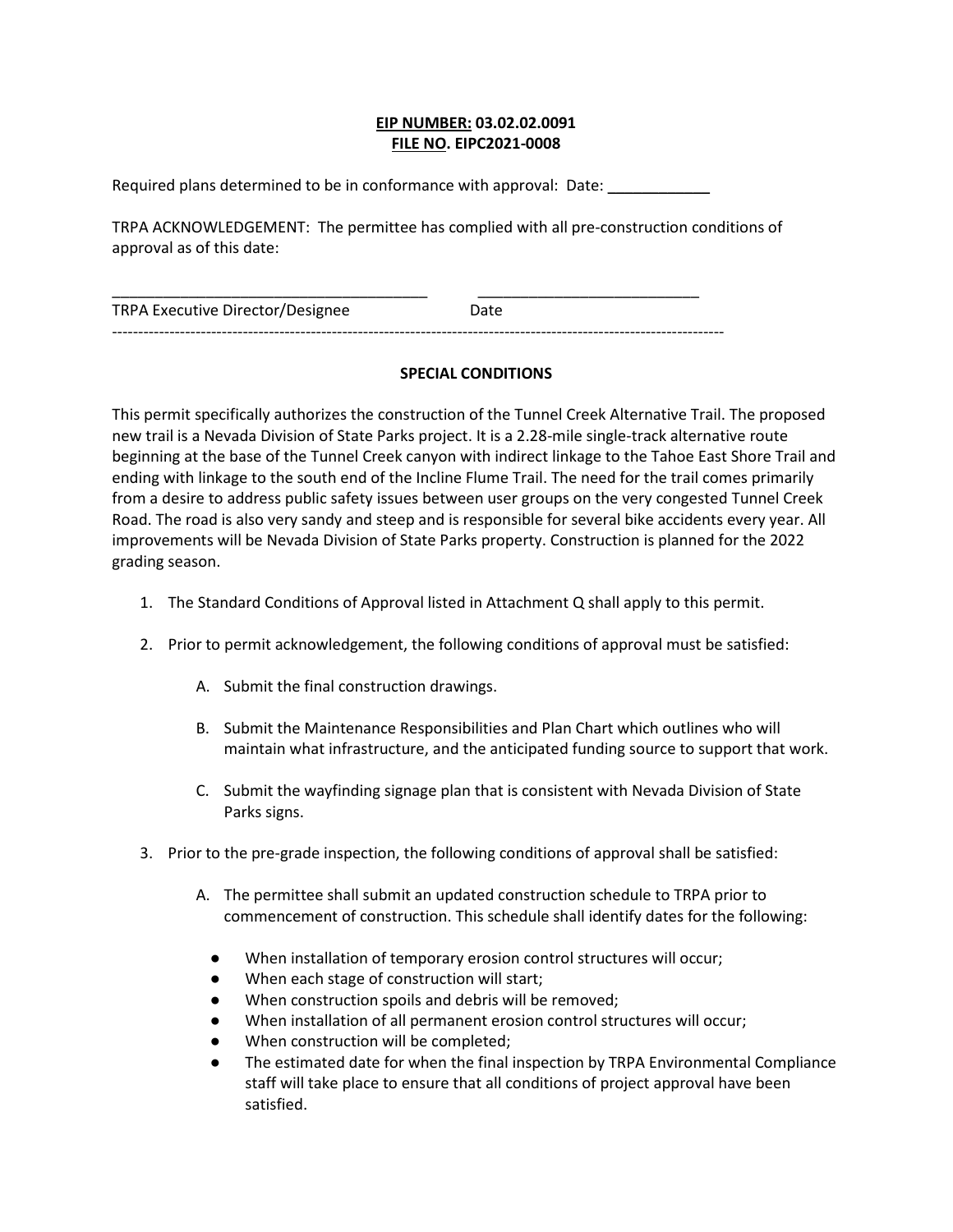**<u>EIP NUMBER:</u> 03.02.02.0091**
**<u>FILE NO</u>. EIPC2021-0008**

Required plans determined to be in conformance with approval: Date: ____________

TRPA ACKNOWLEDGEMENT: The permittee has complied with all pre-construction conditions of approval as of this date:

______________________________________ __________________________
TRPA Executive Director/Designee Date

---

**SPECIAL CONDITIONS**

This permit specifically authorizes the construction of the Tunnel Creek Alternative Trail. The proposed new trail is a Nevada Division of State Parks project. It is a 2.28-mile single-track alternative route beginning at the base of the Tunnel Creek canyon with indirect linkage to the Tahoe East Shore Trail and ending with linkage to the south end of the Incline Flume Trail. The need for the trail comes primarily from a desire to address public safety issues between user groups on the very congested Tunnel Creek Road. The road is also very sandy and steep and is responsible for several bike accidents every year. All improvements will be Nevada Division of State Parks property. Construction is planned for the 2022 grading season.

1. The Standard Conditions of Approval listed in Attachment Q shall apply to this permit.

2. Prior to permit acknowledgement, the following conditions of approval must be satisfied:

   A. Submit the final construction drawings.

   B. Submit the Maintenance Responsibilities and Plan Chart which outlines who will maintain what infrastructure, and the anticipated funding source to support that work.

   C. Submit the wayfinding signage plan that is consistent with Nevada Division of State Parks signs.

3. Prior to the pre-grade inspection, the following conditions of approval shall be satisfied:

   A. The permittee shall submit an updated construction schedule to TRPA prior to commencement of construction. This schedule shall identify dates for the following:

      - When installation of temporary erosion control structures will occur;
      - When each stage of construction will start;
      - When construction spoils and debris will be removed;
      - When installation of all permanent erosion control structures will occur;
      - When construction will be completed;
      - The estimated date for when the final inspection by TRPA Environmental Compliance staff will take place to ensure that all conditions of project approval have been satisfied.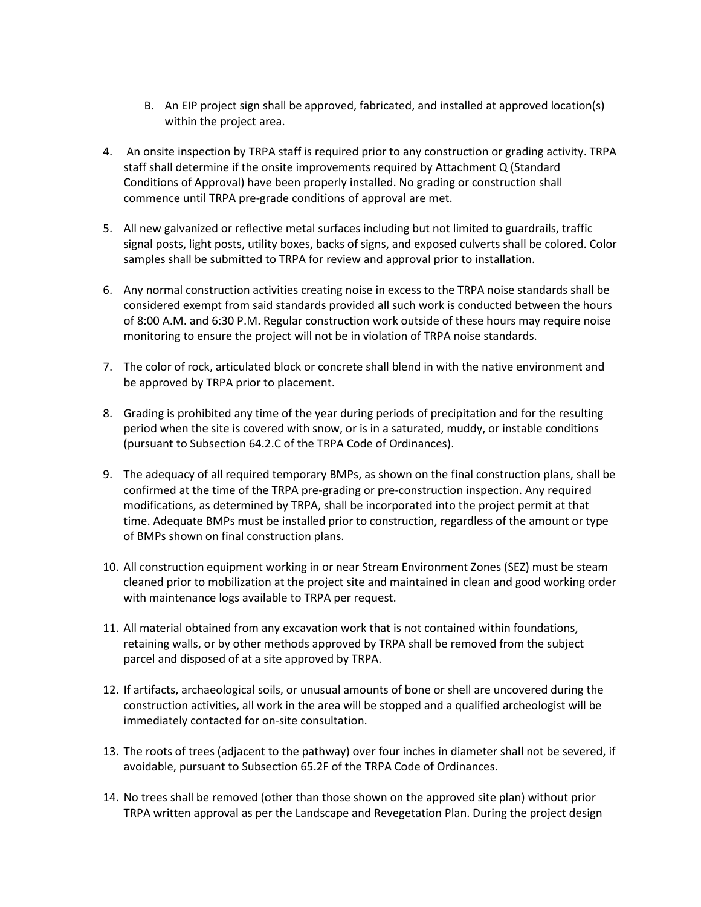B. An EIP project sign shall be approved, fabricated, and installed at approved location(s) within the project area.

4. An onsite inspection by TRPA staff is required prior to any construction or grading activity. TRPA staff shall determine if the onsite improvements required by Attachment Q (Standard Conditions of Approval) have been properly installed. No grading or construction shall commence until TRPA pre-grade conditions of approval are met.

5. All new galvanized or reflective metal surfaces including but not limited to guardrails, traffic signal posts, light posts, utility boxes, backs of signs, and exposed culverts shall be colored. Color samples shall be submitted to TRPA for review and approval prior to installation.

6. Any normal construction activities creating noise in excess to the TRPA noise standards shall be considered exempt from said standards provided all such work is conducted between the hours of 8:00 A.M. and 6:30 P.M. Regular construction work outside of these hours may require noise monitoring to ensure the project will not be in violation of TRPA noise standards.

7. The color of rock, articulated block or concrete shall blend in with the native environment and be approved by TRPA prior to placement.

8. Grading is prohibited any time of the year during periods of precipitation and for the resulting period when the site is covered with snow, or is in a saturated, muddy, or instable conditions (pursuant to Subsection 64.2.C of the TRPA Code of Ordinances).

9. The adequacy of all required temporary BMPs, as shown on the final construction plans, shall be confirmed at the time of the TRPA pre-grading or pre-construction inspection. Any required modifications, as determined by TRPA, shall be incorporated into the project permit at that time. Adequate BMPs must be installed prior to construction, regardless of the amount or type of BMPs shown on final construction plans.

10. All construction equipment working in or near Stream Environment Zones (SEZ) must be steam cleaned prior to mobilization at the project site and maintained in clean and good working order with maintenance logs available to TRPA per request.

11. All material obtained from any excavation work that is not contained within foundations, retaining walls, or by other methods approved by TRPA shall be removed from the subject parcel and disposed of at a site approved by TRPA.

12. If artifacts, archaeological soils, or unusual amounts of bone or shell are uncovered during the construction activities, all work in the area will be stopped and a qualified archeologist will be immediately contacted for on-site consultation.

13. The roots of trees (adjacent to the pathway) over four inches in diameter shall not be severed, if avoidable, pursuant to Subsection 65.2F of the TRPA Code of Ordinances.

14. No trees shall be removed (other than those shown on the approved site plan) without prior TRPA written approval as per the Landscape and Revegetation Plan. During the project design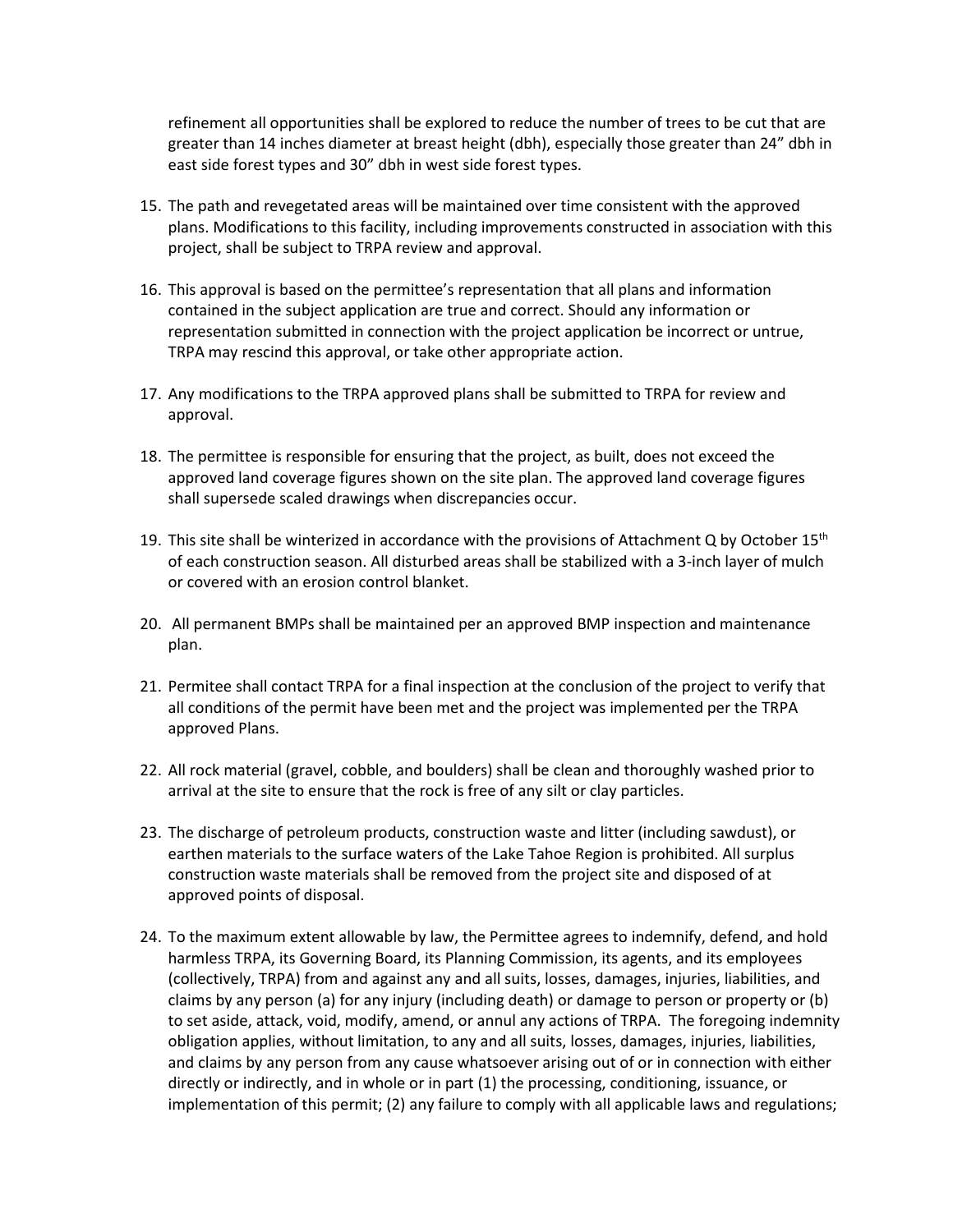refinement all opportunities shall be explored to reduce the number of trees to be cut that are greater than 14 inches diameter at breast height (dbh), especially those greater than 24" dbh in east side forest types and 30" dbh in west side forest types.

15. The path and revegetated areas will be maintained over time consistent with the approved plans. Modifications to this facility, including improvements constructed in association with this project, shall be subject to TRPA review and approval.

16. This approval is based on the permittee's representation that all plans and information contained in the subject application are true and correct. Should any information or representation submitted in connection with the project application be incorrect or untrue, TRPA may rescind this approval, or take other appropriate action.

17. Any modifications to the TRPA approved plans shall be submitted to TRPA for review and approval.

18. The permittee is responsible for ensuring that the project, as built, does not exceed the approved land coverage figures shown on the site plan. The approved land coverage figures shall supersede scaled drawings when discrepancies occur.

19. This site shall be winterized in accordance with the provisions of Attachment Q by October 15th of each construction season. All disturbed areas shall be stabilized with a 3-inch layer of mulch or covered with an erosion control blanket.

20. All permanent BMPs shall be maintained per an approved BMP inspection and maintenance plan.

21. Permitee shall contact TRPA for a final inspection at the conclusion of the project to verify that all conditions of the permit have been met and the project was implemented per the TRPA approved Plans.

22. All rock material (gravel, cobble, and boulders) shall be clean and thoroughly washed prior to arrival at the site to ensure that the rock is free of any silt or clay particles.

23. The discharge of petroleum products, construction waste and litter (including sawdust), or earthen materials to the surface waters of the Lake Tahoe Region is prohibited. All surplus construction waste materials shall be removed from the project site and disposed of at approved points of disposal.

24. To the maximum extent allowable by law, the Permittee agrees to indemnify, defend, and hold harmless TRPA, its Governing Board, its Planning Commission, its agents, and its employees (collectively, TRPA) from and against any and all suits, losses, damages, injuries, liabilities, and claims by any person (a) for any injury (including death) or damage to person or property or (b) to set aside, attack, void, modify, amend, or annul any actions of TRPA. The foregoing indemnity obligation applies, without limitation, to any and all suits, losses, damages, injuries, liabilities, and claims by any person from any cause whatsoever arising out of or in connection with either directly or indirectly, and in whole or in part (1) the processing, conditioning, issuance, or implementation of this permit; (2) any failure to comply with all applicable laws and regulations;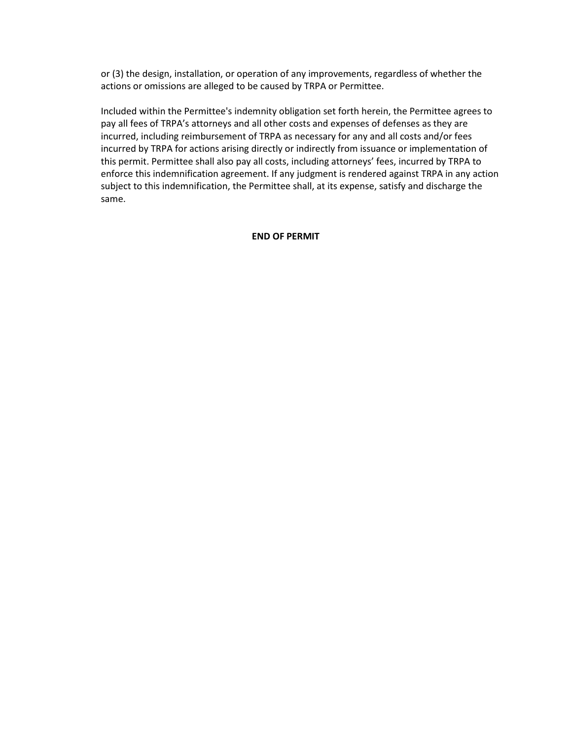or (3) the design, installation, or operation of any improvements, regardless of whether the actions or omissions are alleged to be caused by TRPA or Permittee.

Included within the Permittee's indemnity obligation set forth herein, the Permittee agrees to pay all fees of TRPA's attorneys and all other costs and expenses of defenses as they are incurred, including reimbursement of TRPA as necessary for any and all costs and/or fees incurred by TRPA for actions arising directly or indirectly from issuance or implementation of this permit. Permittee shall also pay all costs, including attorneys' fees, incurred by TRPA to enforce this indemnification agreement. If any judgment is rendered against TRPA in any action subject to this indemnification, the Permittee shall, at its expense, satisfy and discharge the same.

**END OF PERMIT**